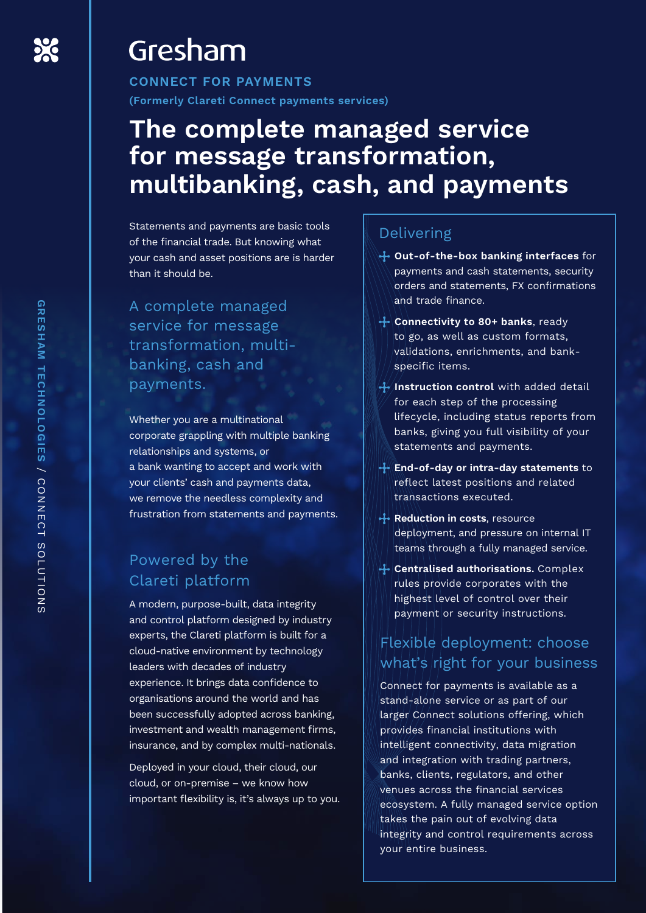# Gresham

**CONNECT FOR PAYMENTS**

**(Formerly Clareti Connect payments services)**

# The complete managed service for message transformation, multibanking, cash, and payments

Statements and payments are basic tools of the financial trade. But knowing what your cash and asset positions are is harder than it should be.

## A complete managed service for message transformation, multi-banking, cash and payments.

Whether you are a multinational corporate grappling with multiple banking relationships and systems, or a bank wanting to accept and work with your clients' cash and payments data, we remove the needless complexity and frustration from statements and payments.

## Powered by the Clareti platform

A modern, purpose-built, data integrity and control platform designed by industry experts, the Clareti platform is built for a cloud-native environment by technology leaders with decades of industry experience. It brings data confidence to organisations around the world and has been successfully adopted across banking, investment and wealth management firms, insurance, and by complex multi-nationals.

Deployed in your cloud, their cloud, our cloud, or on-premise – we know how important flexibility is, it's always up to you.

## Delivering

- **Out-of-the-box banking interfaces** for payments and cash statements, security orders and statements, FX confirmations and trade finance.
- **Connectivity to 80+ banks**, ready to go, as well as custom formats, validations, enrichments, and bank-specific items.
- **Instruction control** with added detail for each step of the processing lifecycle, including status reports from banks, giving you full visibility of your statements and payments.
- **End-of-day or intra-day statements** to reflect latest positions and related transactions executed.
- **Reduction in costs**, resource deployment, and pressure on internal IT teams through a fully managed service.
- **Centralised authorisations.** Complex rules provide corporates with the highest level of control over their payment or security instructions.

## Flexible deployment: choose what's right for your business

Connect for payments is available as a stand-alone service or as part of our larger Connect solutions offering, which provides financial institutions with intelligent connectivity, data migration and integration with trading partners, banks, clients, regulators, and other venues across the financial services ecosystem. A fully managed service option takes the pain out of evolving data integrity and control requirements across your entire business.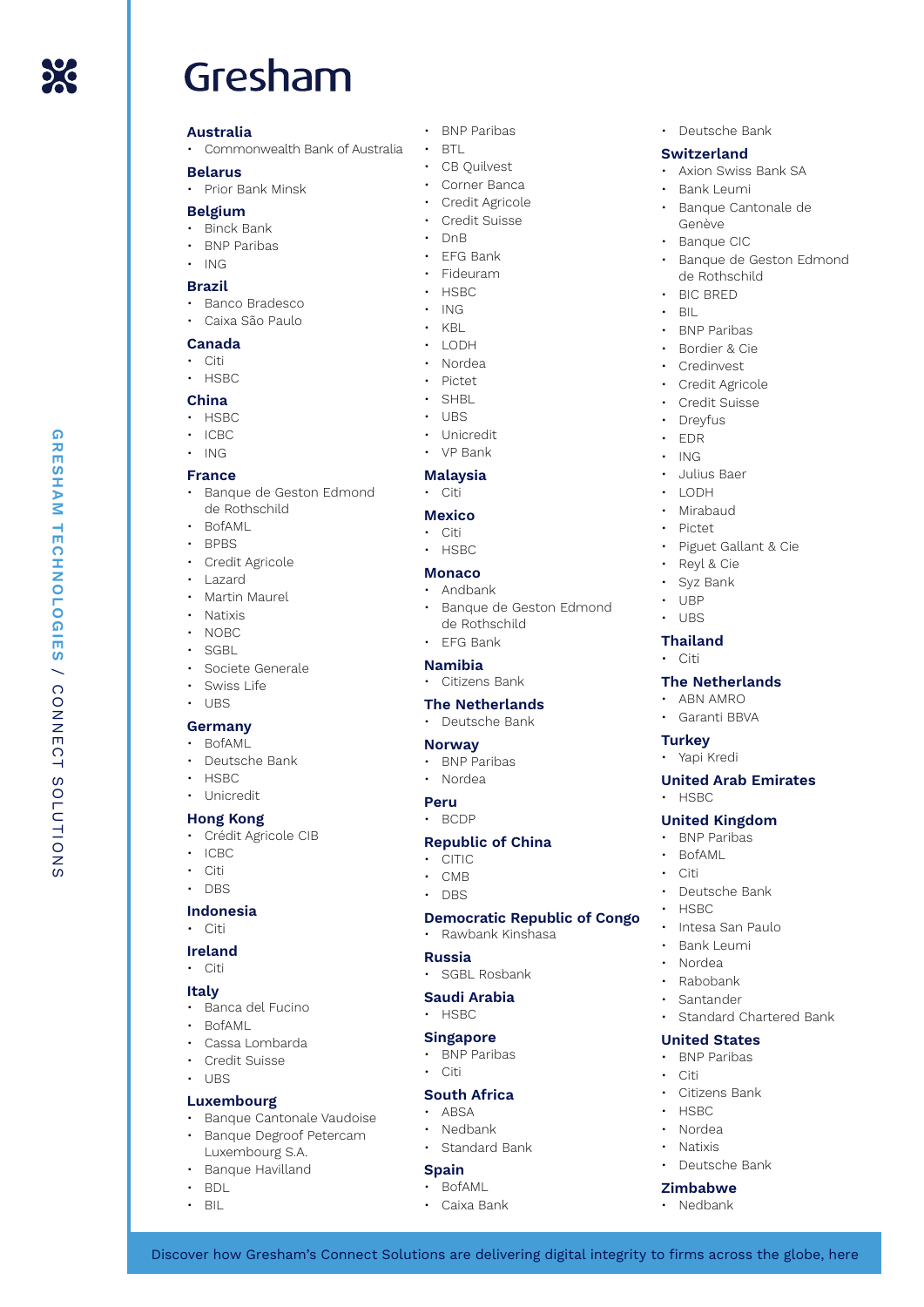# Gresham

## Australia
- Commonwealth Bank of Australia

## Belarus
- Prior Bank Minsk

## Belgium
- Binck Bank
- BNP Paribas
- ING

## Brazil
- Banco Bradesco
- Caixa São Paulo

## Canada
- Citi
- HSBC

## China
- HSBC
- ICBC
- ING

## France
- Banque de Geston Edmond de Rothschild
- BofAML
- BPBS
- Credit Agricole
- Lazard
- Martin Maurel
- Natixis
- NOBC
- SGBL
- Societe Generale
- Swiss Life
- UBS

## Germany
- BofAML
- Deutsche Bank
- HSBC
- Unicredit

## Hong Kong
- Crédit Agricole CIB
- ICBC
- Citi
- DBS

## Indonesia
- Citi

## Ireland
- Citi

## Italy
- Banca del Fucino
- BofAML
- Cassa Lombarda
- Credit Suisse
- UBS

## Luxembourg
- Banque Cantonale Vaudoise
- Banque Degroof Petercam Luxembourg S.A.
- Banque Havilland
- BDL
- BIL
- BNP Paribas
- BTL
- CB Quilvest
- Corner Banca
- Credit Agricole
- Credit Suisse
- DnB
- EFG Bank
- Fideuram
- HSBC
- ING
- KBL
- LODH
- Nordea
- Pictet
- SHBL
- UBS
- Unicredit
- VP Bank

## Malaysia
- Citi

## Mexico
- Citi
- HSBC

## Monaco
- Andbank
- Banque de Geston Edmond de Rothschild
- EFG Bank

## Namibia
- Citizens Bank

## The Netherlands
- Deutsche Bank

## Norway
- BNP Paribas
- Nordea

## Peru
- BCDP

## Republic of China
- CITIC
- CMB
- DBS

## Democratic Republic of Congo
- Rawbank Kinshasa

## Russia
- SGBL Rosbank

## Saudi Arabia
- HSBC

## Singapore
- BNP Paribas
- Citi

## South Africa
- ABSA
- Nedbank
- Standard Bank

## Spain
- BofAML
- Caixa Bank
- Deutsche Bank

## Switzerland
- Axion Swiss Bank SA
- Bank Leumi
- Banque Cantonale de Genève
- Banque CIC
- Banque de Geston Edmond de Rothschild
- BIC BRED
- BIL
- BNP Paribas
- Bordier & Cie
- Credinvest
- Credit Agricole
- Credit Suisse
- Dreyfus
- EDR
- ING
- Julius Baer
- LODH
- Mirabaud
- Pictet
- Piguet Gallant & Cie
- Reyl & Cie
- Syz Bank
- UBP
- UBS

## Thailand
- Citi

## The Netherlands
- ABN AMRO
- Garanti BBVA

## Turkey
- Yapi Kredi

## United Arab Emirates
- HSBC

## United Kingdom
- BNP Paribas
- BofAML
- Citi
- Deutsche Bank
- HSBC
- Intesa San Paulo
- Bank Leumi
- Nordea
- Rabobank
- Santander
- Standard Chartered Bank

## United States
- BNP Paribas
- Citi
- Citizens Bank
- HSBC
- Nordea
- Natixis
- Deutsche Bank

## Zimbabwe
- Nedbank

GRESHAM TECHNOLOGIES / CONNECT SOLUTIONS

Discover how Gresham's Connect Solutions are delivering digital integrity to firms across the globe, here